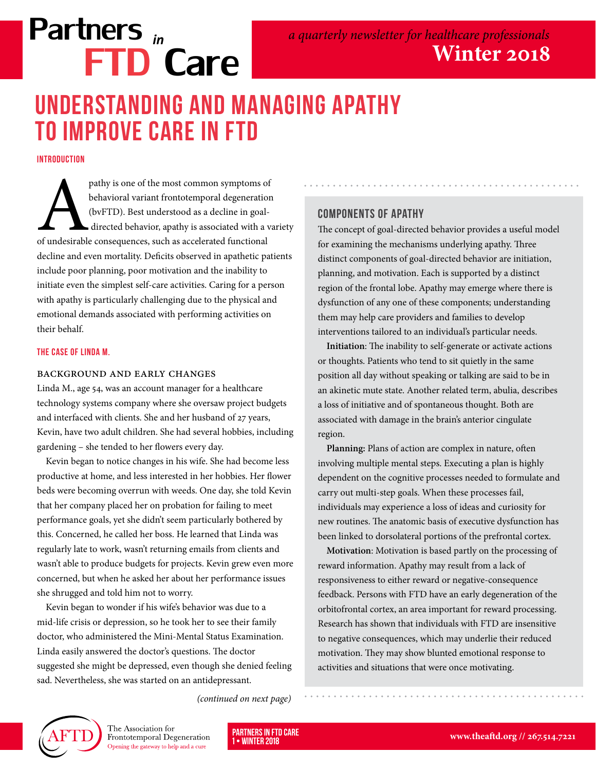# Partners in FTD Care

*a quarterly newsletter for healthcare professionals*

**Winter 2018**

# UNDERSTANDING AND MANAGING APATHY TO IMPROVE CARE IN FTD

### INTRODUCTION

Apathy is one of the most common symptoms of behavioral variant frontotemporal degeneration (bvFTD). Best understood as a decline in goal-directed behavior, apathy is associated with a variety of undesirable consequences, such as accelerated functional decline and even mortality. Deficits observed in apathetic patients include poor planning, poor motivation and the inability to initiate even the simplest self-care activities. Caring for a person with apathy is particularly challenging due to the physical and emotional demands associated with performing activities on their behalf.

### THE CASE OF LINDA M.

#### BACKGROUND AND EARLY CHANGES

Linda M., age 54, was an account manager for a healthcare technology systems company where she oversaw project budgets and interfaced with clients. She and her husband of 27 years, Kevin, have two adult children. She had several hobbies, including gardening – she tended to her flowers every day.

Kevin began to notice changes in his wife. She had become less productive at home, and less interested in her hobbies. Her flower beds were becoming overrun with weeds. One day, she told Kevin that her company placed her on probation for failing to meet performance goals, yet she didn't seem particularly bothered by this. Concerned, he called her boss. He learned that Linda was regularly late to work, wasn't returning emails from clients and wasn't able to produce budgets for projects. Kevin grew even more concerned, but when he asked her about her performance issues she shrugged and told him not to worry.

Kevin began to wonder if his wife's behavior was due to a mid-life crisis or depression, so he took her to see their family doctor, who administered the Mini-Mental Status Examination. Linda easily answered the doctor's questions. The doctor suggested she might be depressed, even though she denied feeling sad. Nevertheless, she was started on an antidepressant.

*(continued on next page)*

### COMPONENTS OF APATHY

The concept of goal-directed behavior provides a useful model for examining the mechanisms underlying apathy. Three distinct components of goal-directed behavior are initiation, planning, and motivation. Each is supported by a distinct region of the frontal lobe. Apathy may emerge where there is dysfunction of any one of these components; understanding them may help care providers and families to develop interventions tailored to an individual's particular needs.

**Initiation**: The inability to self-generate or activate actions or thoughts. Patients who tend to sit quietly in the same position all day without speaking or talking are said to be in an akinetic mute state. Another related term, abulia, describes a loss of initiative and of spontaneous thought. Both are associated with damage in the brain's anterior cingulate region.

**Planning:** Plans of action are complex in nature, often involving multiple mental steps. Executing a plan is highly dependent on the cognitive processes needed to formulate and carry out multi-step goals. When these processes fail, individuals may experience a loss of ideas and curiosity for new routines. The anatomic basis of executive dysfunction has been linked to dorsolateral portions of the prefrontal cortex.

**Motivation**: Motivation is based partly on the processing of reward information. Apathy may result from a lack of responsiveness to either reward or negative-consequence feedback. Persons with FTD have an early degeneration of the orbitofrontal cortex, an area important for reward processing. Research has shown that individuals with FTD are insensitive to negative consequences, which may underlie their reduced motivation. They may show blunted emotional response to activities and situations that were once motivating.

The Association for Frontotemporal Degeneration
Opening the gateway to help and a cure

www.theaftd.org // 267.514.7221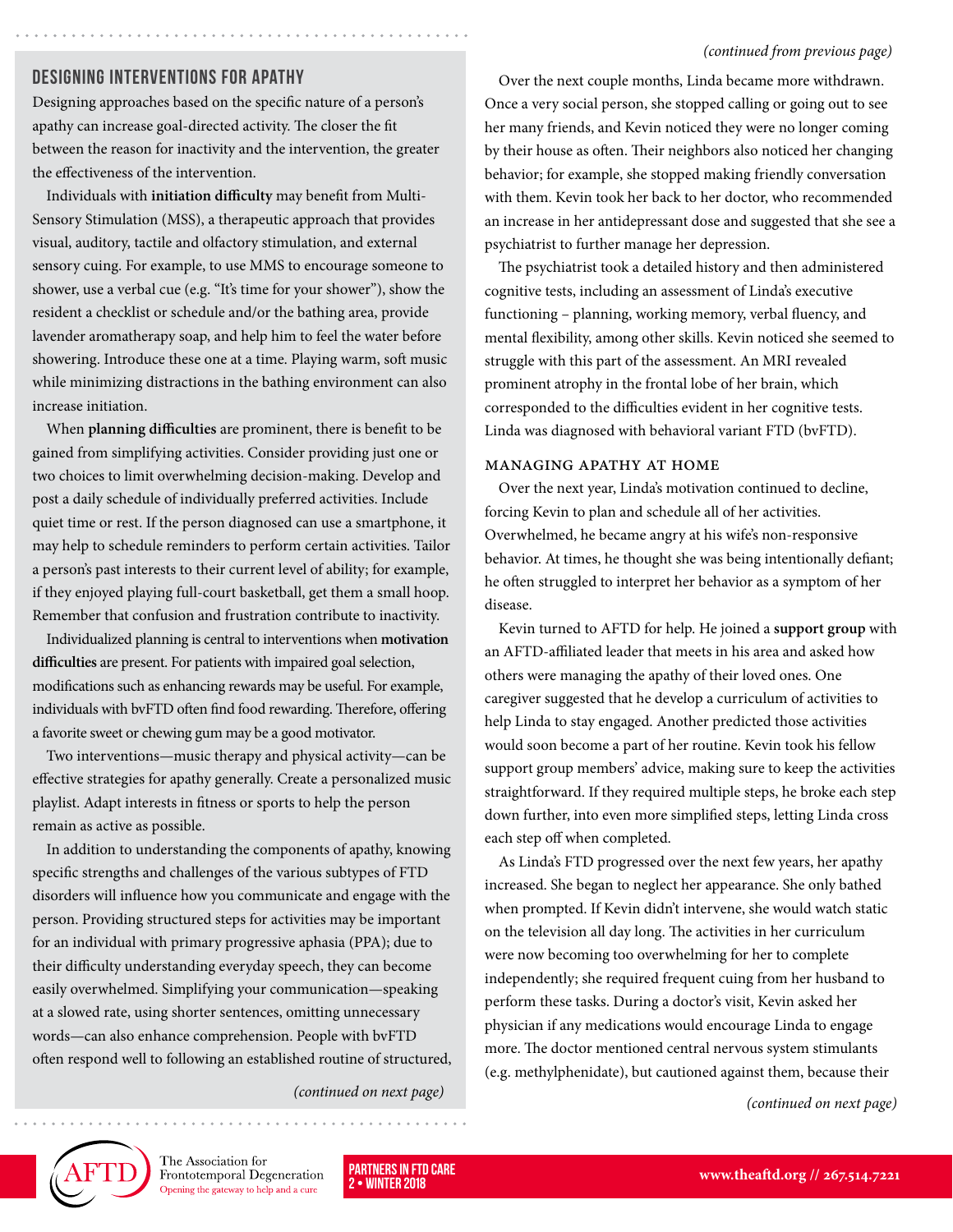## Designing Interventions for Apathy

Designing approaches based on the specific nature of a person's apathy can increase goal-directed activity. The closer the fit between the reason for inactivity and the intervention, the greater the effectiveness of the intervention.

Individuals with **initiation difficulty** may benefit from Multi-Sensory Stimulation (MSS), a therapeutic approach that provides visual, auditory, tactile and olfactory stimulation, and external sensory cuing. For example, to use MMS to encourage someone to shower, use a verbal cue (e.g. "It's time for your shower"), show the resident a checklist or schedule and/or the bathing area, provide lavender aromatherapy soap, and help him to feel the water before showering. Introduce these one at a time. Playing warm, soft music while minimizing distractions in the bathing environment can also increase initiation.

When **planning difficulties** are prominent, there is benefit to be gained from simplifying activities. Consider providing just one or two choices to limit overwhelming decision-making. Develop and post a daily schedule of individually preferred activities. Include quiet time or rest. If the person diagnosed can use a smartphone, it may help to schedule reminders to perform certain activities. Tailor a person's past interests to their current level of ability; for example, if they enjoyed playing full-court basketball, get them a small hoop. Remember that confusion and frustration contribute to inactivity.

Individualized planning is central to interventions when **motivation difficulties** are present. For patients with impaired goal selection, modifications such as enhancing rewards may be useful. For example, individuals with bvFTD often find food rewarding. Therefore, offering a favorite sweet or chewing gum may be a good motivator.

Two interventions—music therapy and physical activity—can be effective strategies for apathy generally. Create a personalized music playlist. Adapt interests in fitness or sports to help the person remain as active as possible.

In addition to understanding the components of apathy, knowing specific strengths and challenges of the various subtypes of FTD disorders will influence how you communicate and engage with the person. Providing structured steps for activities may be important for an individual with primary progressive aphasia (PPA); due to their difficulty understanding everyday speech, they can become easily overwhelmed. Simplifying your communication—speaking at a slowed rate, using shorter sentences, omitting unnecessary words—can also enhance comprehension. People with bvFTD often respond well to following an established routine of structured,

*(continued on next page)*

*(continued from previous page)*

Over the next couple months, Linda became more withdrawn. Once a very social person, she stopped calling or going out to see her many friends, and Kevin noticed they were no longer coming by their house as often. Their neighbors also noticed her changing behavior; for example, she stopped making friendly conversation with them. Kevin took her back to her doctor, who recommended an increase in her antidepressant dose and suggested that she see a psychiatrist to further manage her depression.

The psychiatrist took a detailed history and then administered cognitive tests, including an assessment of Linda's executive functioning – planning, working memory, verbal fluency, and mental flexibility, among other skills. Kevin noticed she seemed to struggle with this part of the assessment. An MRI revealed prominent atrophy in the frontal lobe of her brain, which corresponded to the difficulties evident in her cognitive tests. Linda was diagnosed with behavioral variant FTD (bvFTD).

### Managing Apathy at Home

Over the next year, Linda's motivation continued to decline, forcing Kevin to plan and schedule all of her activities. Overwhelmed, he became angry at his wife's non-responsive behavior. At times, he thought she was being intentionally defiant; he often struggled to interpret her behavior as a symptom of her disease.

Kevin turned to AFTD for help. He joined a **support group** with an AFTD-affiliated leader that meets in his area and asked how others were managing the apathy of their loved ones. One caregiver suggested that he develop a curriculum of activities to help Linda to stay engaged. Another predicted those activities would soon become a part of her routine. Kevin took his fellow support group members' advice, making sure to keep the activities straightforward. If they required multiple steps, he broke each step down further, into even more simplified steps, letting Linda cross each step off when completed.

As Linda's FTD progressed over the next few years, her apathy increased. She began to neglect her appearance. She only bathed when prompted. If Kevin didn't intervene, she would watch static on the television all day long. The activities in her curriculum were now becoming too overwhelming for her to complete independently; she required frequent cuing from her husband to perform these tasks. During a doctor's visit, Kevin asked her physician if any medications would encourage Linda to engage more. The doctor mentioned central nervous system stimulants (e.g. methylphenidate), but cautioned against them, because their

*(continued on next page)*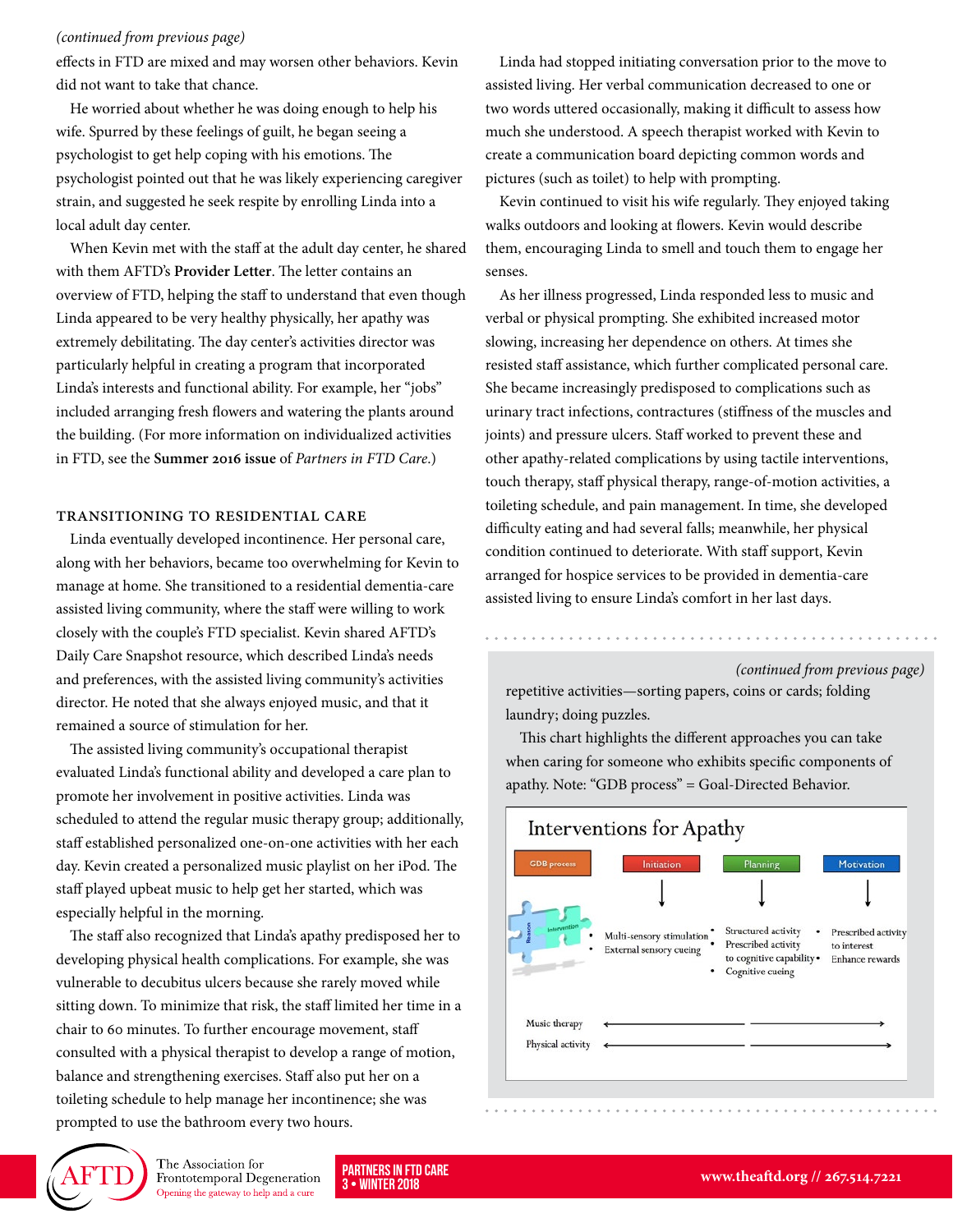*(continued from previous page)*

effects in FTD are mixed and may worsen other behaviors. Kevin did not want to take that chance.

He worried about whether he was doing enough to help his wife. Spurred by these feelings of guilt, he began seeing a psychologist to get help coping with his emotions. The psychologist pointed out that he was likely experiencing caregiver strain, and suggested he seek respite by enrolling Linda into a local adult day center.

When Kevin met with the staff at the adult day center, he shared with them AFTD's **Provider Letter**. The letter contains an overview of FTD, helping the staff to understand that even though Linda appeared to be very healthy physically, her apathy was extremely debilitating. The day center's activities director was particularly helpful in creating a program that incorporated Linda's interests and functional ability. For example, her "jobs" included arranging fresh flowers and watering the plants around the building. (For more information on individualized activities in FTD, see the **Summer 2016 issue** of *Partners in FTD Care*.)

## TRANSITIONING TO RESIDENTIAL CARE

Linda eventually developed incontinence. Her personal care, along with her behaviors, became too overwhelming for Kevin to manage at home. She transitioned to a residential dementia-care assisted living community, where the staff were willing to work closely with the couple's FTD specialist. Kevin shared AFTD's Daily Care Snapshot resource, which described Linda's needs and preferences, with the assisted living community's activities director. He noted that she always enjoyed music, and that it remained a source of stimulation for her.

The assisted living community's occupational therapist evaluated Linda's functional ability and developed a care plan to promote her involvement in positive activities. Linda was scheduled to attend the regular music therapy group; additionally, staff established personalized one-on-one activities with her each day. Kevin created a personalized music playlist on her iPod. The staff played upbeat music to help get her started, which was especially helpful in the morning.

The staff also recognized that Linda's apathy predisposed her to developing physical health complications. For example, she was vulnerable to decubitus ulcers because she rarely moved while sitting down. To minimize that risk, the staff limited her time in a chair to 60 minutes. To further encourage movement, staff consulted with a physical therapist to develop a range of motion, balance and strengthening exercises. Staff also put her on a toileting schedule to help manage her incontinence; she was prompted to use the bathroom every two hours.

Linda had stopped initiating conversation prior to the move to assisted living. Her verbal communication decreased to one or two words uttered occasionally, making it difficult to assess how much she understood. A speech therapist worked with Kevin to create a communication board depicting common words and pictures (such as toilet) to help with prompting.

Kevin continued to visit his wife regularly. They enjoyed taking walks outdoors and looking at flowers. Kevin would describe them, encouraging Linda to smell and touch them to engage her senses.

As her illness progressed, Linda responded less to music and verbal or physical prompting. She exhibited increased motor slowing, increasing her dependence on others. At times she resisted staff assistance, which further complicated personal care. She became increasingly predisposed to complications such as urinary tract infections, contractures (stiffness of the muscles and joints) and pressure ulcers. Staff worked to prevent these and other apathy-related complications by using tactile interventions, touch therapy, staff physical therapy, range-of-motion activities, a toileting schedule, and pain management. In time, she developed difficulty eating and had several falls; meanwhile, her physical condition continued to deteriorate. With staff support, Kevin arranged for hospice services to be provided in dementia-care assisted living to ensure Linda's comfort in her last days.

---

*(continued from previous page)*

repetitive activities—sorting papers, coins or cards; folding laundry; doing puzzles.

This chart highlights the different approaches you can take when caring for someone who exhibits specific components of apathy. Note: "GDB process" = Goal-Directed Behavior.

**Interventions for Apathy**

| GDB process | Initiation | Planning | Motivation |
|---|---|---|---|
| Reason / Intervention | • Multi-sensory stimulation<br>• External sensory cueing | • Structured activity<br>• Prescribed activity to cognitive capability<br>• Cognitive cueing | • Prescribed activity to interest<br>• Enhance rewards |
| Music therapy | ← | → | |
| Physical activity | ← | → | |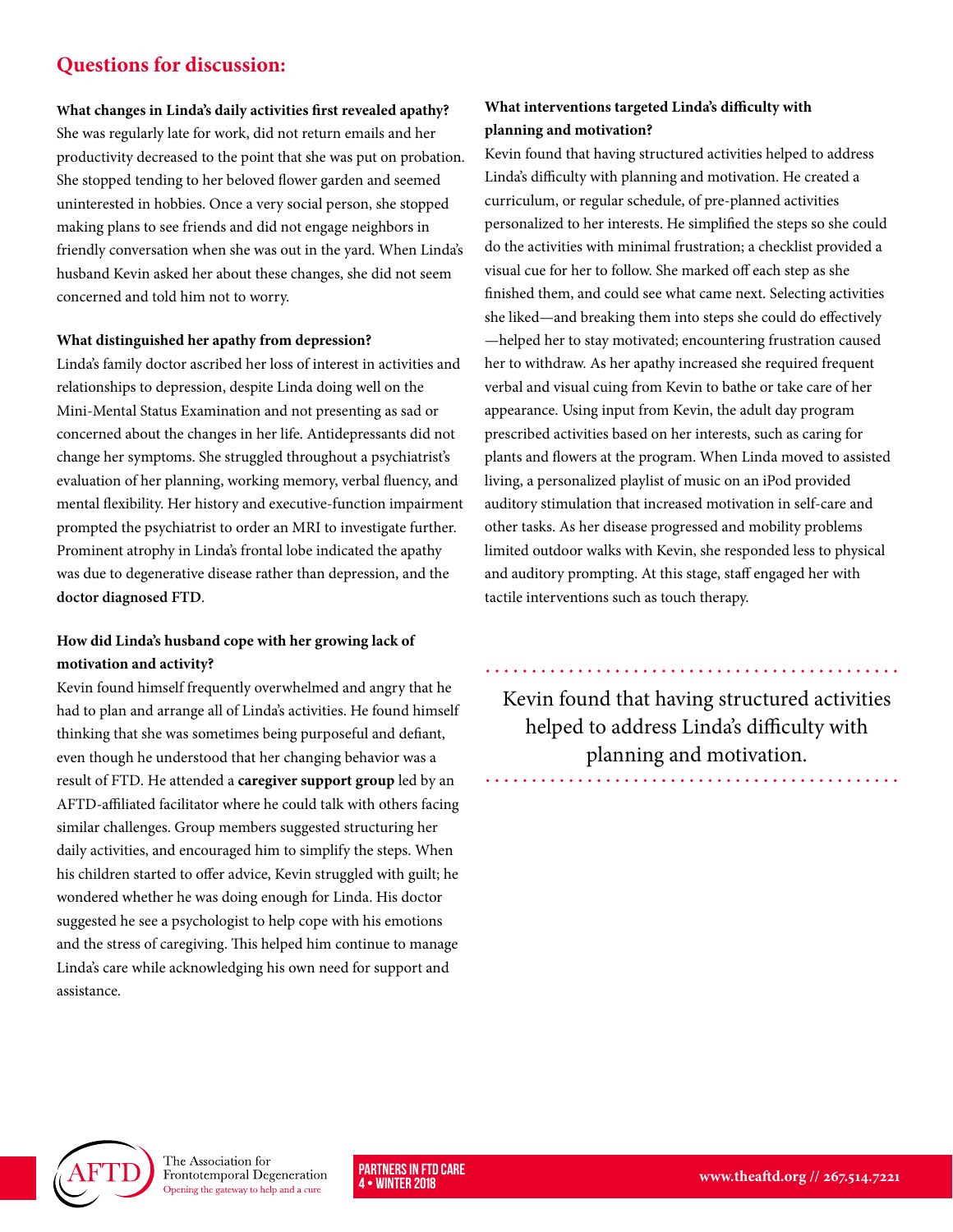## Questions for discussion:

**What changes in Linda's daily activities first revealed apathy?**

She was regularly late for work, did not return emails and her productivity decreased to the point that she was put on probation. She stopped tending to her beloved flower garden and seemed uninterested in hobbies. Once a very social person, she stopped making plans to see friends and did not engage neighbors in friendly conversation when she was out in the yard. When Linda's husband Kevin asked her about these changes, she did not seem concerned and told him not to worry.

**What distinguished her apathy from depression?**

Linda's family doctor ascribed her loss of interest in activities and relationships to depression, despite Linda doing well on the Mini-Mental Status Examination and not presenting as sad or concerned about the changes in her life. Antidepressants did not change her symptoms. She struggled throughout a psychiatrist's evaluation of her planning, working memory, verbal fluency, and mental flexibility. Her history and executive-function impairment prompted the psychiatrist to order an MRI to investigate further. Prominent atrophy in Linda's frontal lobe indicated the apathy was due to degenerative disease rather than depression, and the **doctor diagnosed FTD**.

**How did Linda's husband cope with her growing lack of motivation and activity?**

Kevin found himself frequently overwhelmed and angry that he had to plan and arrange all of Linda's activities. He found himself thinking that she was sometimes being purposeful and defiant, even though he understood that her changing behavior was a result of FTD. He attended a **caregiver support group** led by an AFTD-affiliated facilitator where he could talk with others facing similar challenges. Group members suggested structuring her daily activities, and encouraged him to simplify the steps. When his children started to offer advice, Kevin struggled with guilt; he wondered whether he was doing enough for Linda. His doctor suggested he see a psychologist to help cope with his emotions and the stress of caregiving. This helped him continue to manage Linda's care while acknowledging his own need for support and assistance.

**What interventions targeted Linda's difficulty with planning and motivation?**

Kevin found that having structured activities helped to address Linda's difficulty with planning and motivation. He created a curriculum, or regular schedule, of pre-planned activities personalized to her interests. He simplified the steps so she could do the activities with minimal frustration; a checklist provided a visual cue for her to follow. She marked off each step as she finished them, and could see what came next. Selecting activities she liked—and breaking them into steps she could do effectively—helped her to stay motivated; encountering frustration caused her to withdraw. As her apathy increased she required frequent verbal and visual cuing from Kevin to bathe or take care of her appearance. Using input from Kevin, the adult day program prescribed activities based on her interests, such as caring for plants and flowers at the program. When Linda moved to assisted living, a personalized playlist of music on an iPod provided auditory stimulation that increased motivation in self-care and other tasks. As her disease progressed and mobility problems limited outdoor walks with Kevin, she responded less to physical and auditory prompting. At this stage, staff engaged her with tactile interventions such as touch therapy.

> Kevin found that having structured activities helped to address Linda's difficulty with planning and motivation.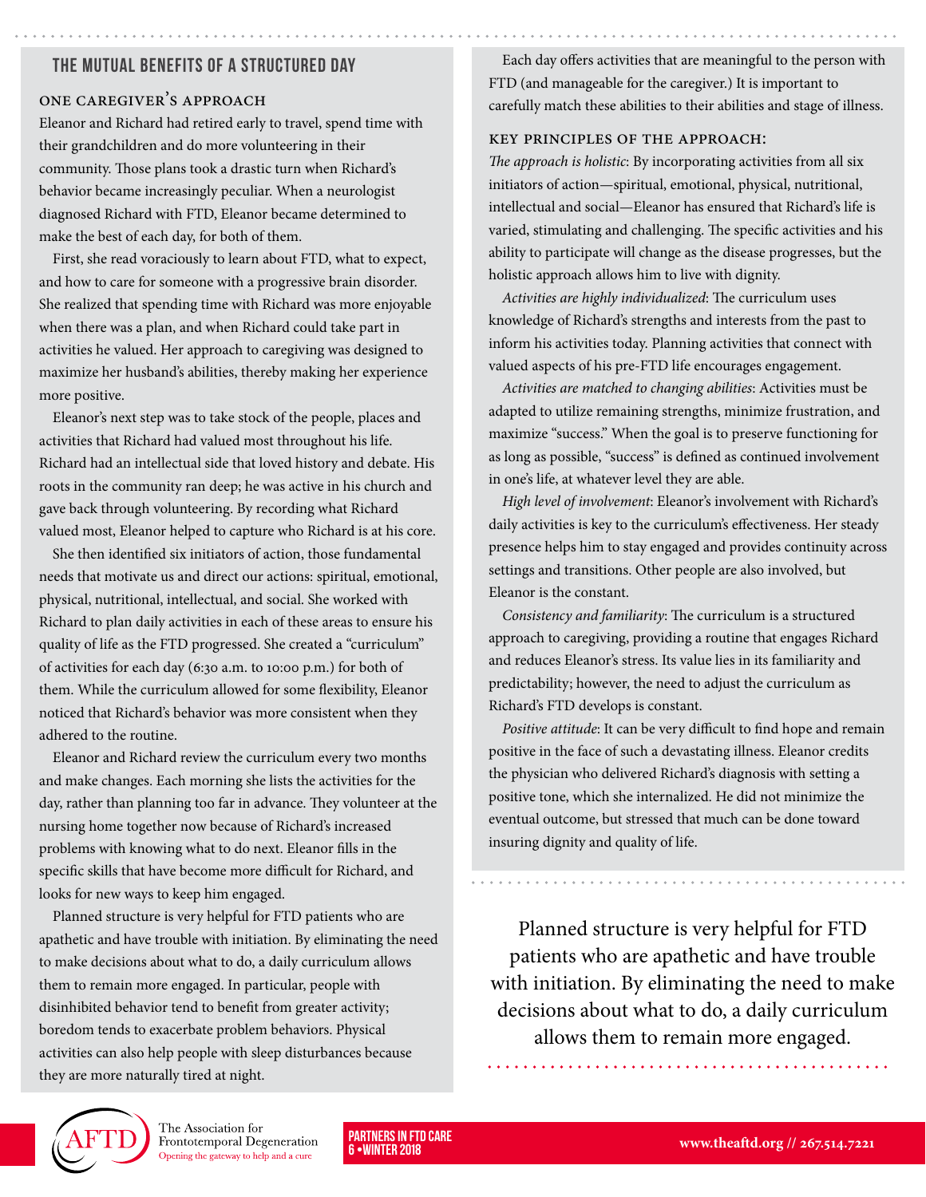## THE MUTUAL BENEFITS OF A STRUCTURED DAY

### ONE CAREGIVER'S APPROACH

Eleanor and Richard had retired early to travel, spend time with their grandchildren and do more volunteering in their community. Those plans took a drastic turn when Richard's behavior became increasingly peculiar. When a neurologist diagnosed Richard with FTD, Eleanor became determined to make the best of each day, for both of them.

First, she read voraciously to learn about FTD, what to expect, and how to care for someone with a progressive brain disorder. She realized that spending time with Richard was more enjoyable when there was a plan, and when Richard could take part in activities he valued. Her approach to caregiving was designed to maximize her husband's abilities, thereby making her experience more positive.

Eleanor's next step was to take stock of the people, places and activities that Richard had valued most throughout his life. Richard had an intellectual side that loved history and debate. His roots in the community ran deep; he was active in his church and gave back through volunteering. By recording what Richard valued most, Eleanor helped to capture who Richard is at his core.

She then identified six initiators of action, those fundamental needs that motivate us and direct our actions: spiritual, emotional, physical, nutritional, intellectual, and social. She worked with Richard to plan daily activities in each of these areas to ensure his quality of life as the FTD progressed. She created a "curriculum" of activities for each day (6:30 a.m. to 10:00 p.m.) for both of them. While the curriculum allowed for some flexibility, Eleanor noticed that Richard's behavior was more consistent when they adhered to the routine.

Eleanor and Richard review the curriculum every two months and make changes. Each morning she lists the activities for the day, rather than planning too far in advance. They volunteer at the nursing home together now because of Richard's increased problems with knowing what to do next. Eleanor fills in the specific skills that have become more difficult for Richard, and looks for new ways to keep him engaged.

Planned structure is very helpful for FTD patients who are apathetic and have trouble with initiation. By eliminating the need to make decisions about what to do, a daily curriculum allows them to remain more engaged. In particular, people with disinhibited behavior tend to benefit from greater activity; boredom tends to exacerbate problem behaviors. Physical activities can also help people with sleep disturbances because they are more naturally tired at night.

Each day offers activities that are meaningful to the person with FTD (and manageable for the caregiver.) It is important to carefully match these abilities to their abilities and stage of illness.

### KEY PRINCIPLES OF THE APPROACH:

*The approach is holistic*: By incorporating activities from all six initiators of action—spiritual, emotional, physical, nutritional, intellectual and social—Eleanor has ensured that Richard's life is varied, stimulating and challenging. The specific activities and his ability to participate will change as the disease progresses, but the holistic approach allows him to live with dignity.

*Activities are highly individualized*: The curriculum uses knowledge of Richard's strengths and interests from the past to inform his activities today. Planning activities that connect with valued aspects of his pre-FTD life encourages engagement.

*Activities are matched to changing abilities*: Activities must be adapted to utilize remaining strengths, minimize frustration, and maximize "success." When the goal is to preserve functioning for as long as possible, "success" is defined as continued involvement in one's life, at whatever level they are able.

*High level of involvement*: Eleanor's involvement with Richard's daily activities is key to the curriculum's effectiveness. Her steady presence helps him to stay engaged and provides continuity across settings and transitions. Other people are also involved, but Eleanor is the constant.

*Consistency and familiarity*: The curriculum is a structured approach to caregiving, providing a routine that engages Richard and reduces Eleanor's stress. Its value lies in its familiarity and predictability; however, the need to adjust the curriculum as Richard's FTD develops is constant.

*Positive attitude*: It can be very difficult to find hope and remain positive in the face of such a devastating illness. Eleanor credits the physician who delivered Richard's diagnosis with setting a positive tone, which she internalized. He did not minimize the eventual outcome, but stressed that much can be done toward insuring dignity and quality of life.

> Planned structure is very helpful for FTD patients who are apathetic and have trouble with initiation. By eliminating the need to make decisions about what to do, a daily curriculum allows them to remain more engaged.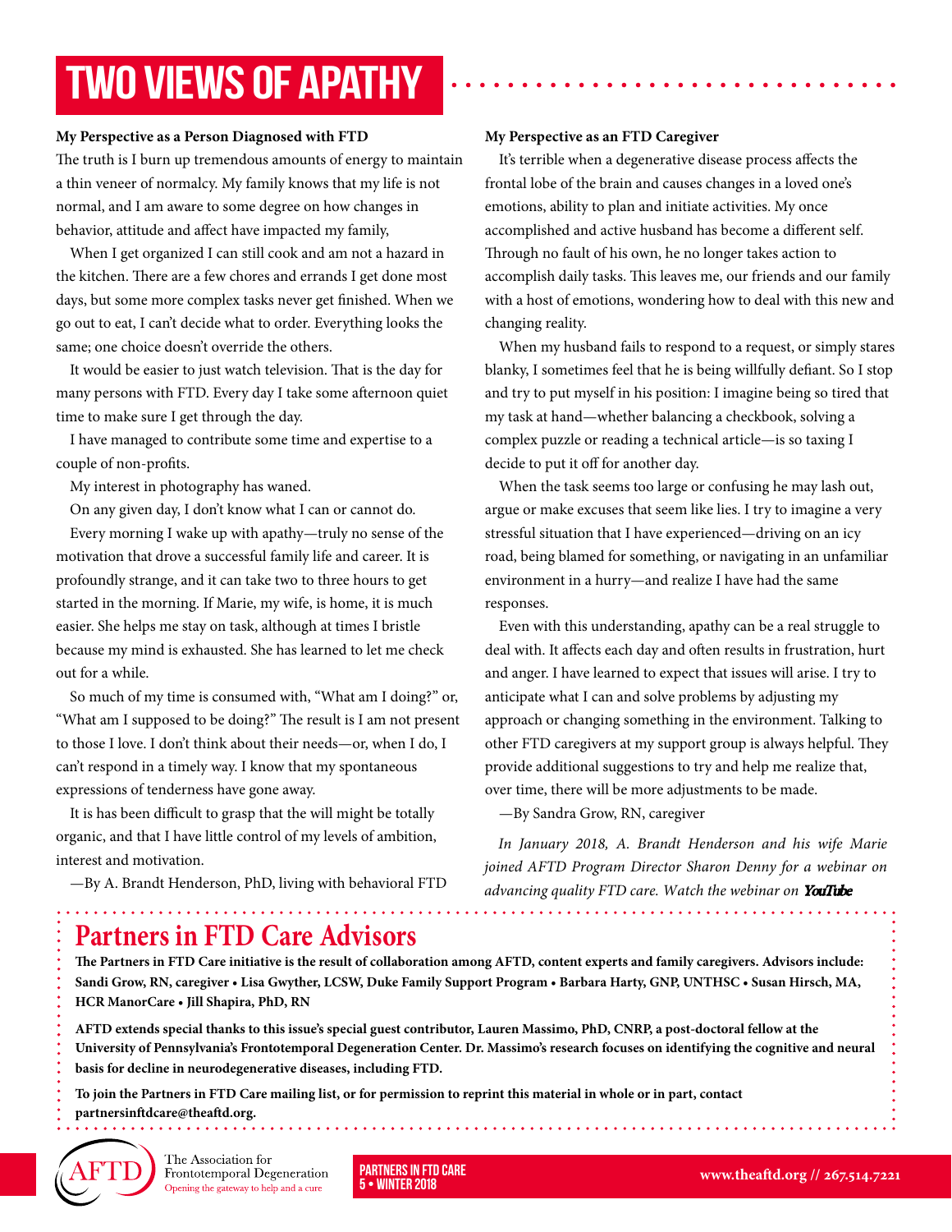# TWO VIEWS OF APATHY

**My Perspective as a Person Diagnosed with FTD**

The truth is I burn up tremendous amounts of energy to maintain a thin veneer of normalcy. My family knows that my life is not normal, and I am aware to some degree on how changes in behavior, attitude and affect have impacted my family,

When I get organized I can still cook and am not a hazard in the kitchen. There are a few chores and errands I get done most days, but some more complex tasks never get finished. When we go out to eat, I can't decide what to order. Everything looks the same; one choice doesn't override the others.

It would be easier to just watch television. That is the day for many persons with FTD. Every day I take some afternoon quiet time to make sure I get through the day.

I have managed to contribute some time and expertise to a couple of non-profits.

My interest in photography has waned.

On any given day, I don't know what I can or cannot do.

Every morning I wake up with apathy—truly no sense of the motivation that drove a successful family life and career. It is profoundly strange, and it can take two to three hours to get started in the morning. If Marie, my wife, is home, it is much easier. She helps me stay on task, although at times I bristle because my mind is exhausted. She has learned to let me check out for a while.

So much of my time is consumed with, "What am I doing?" or, "What am I supposed to be doing?" The result is I am not present to those I love. I don't think about their needs—or, when I do, I can't respond in a timely way. I know that my spontaneous expressions of tenderness have gone away.

It is has been difficult to grasp that the will might be totally organic, and that I have little control of my levels of ambition, interest and motivation.

—By A. Brandt Henderson, PhD, living with behavioral FTD

**My Perspective as an FTD Caregiver**

It's terrible when a degenerative disease process affects the frontal lobe of the brain and causes changes in a loved one's emotions, ability to plan and initiate activities. My once accomplished and active husband has become a different self. Through no fault of his own, he no longer takes action to accomplish daily tasks. This leaves me, our friends and our family with a host of emotions, wondering how to deal with this new and changing reality.

When my husband fails to respond to a request, or simply stares blanky, I sometimes feel that he is being willfully defiant. So I stop and try to put myself in his position: I imagine being so tired that my task at hand—whether balancing a checkbook, solving a complex puzzle or reading a technical article—is so taxing I decide to put it off for another day.

When the task seems too large or confusing he may lash out, argue or make excuses that seem like lies. I try to imagine a very stressful situation that I have experienced—driving on an icy road, being blamed for something, or navigating in an unfamiliar environment in a hurry—and realize I have had the same responses.

Even with this understanding, apathy can be a real struggle to deal with. It affects each day and often results in frustration, hurt and anger. I have learned to expect that issues will arise. I try to anticipate what I can and solve problems by adjusting my approach or changing something in the environment. Talking to other FTD caregivers at my support group is always helpful. They provide additional suggestions to try and help me realize that, over time, there will be more adjustments to be made.

—By Sandra Grow, RN, caregiver

*In January 2018, A. Brandt Henderson and his wife Marie joined AFTD Program Director Sharon Denny for a webinar on advancing quality FTD care. Watch the webinar on* ***YouTube***

## Partners in FTD Care Advisors

**The Partners in FTD Care initiative is the result of collaboration among AFTD, content experts and family caregivers. Advisors include: Sandi Grow, RN, caregiver • Lisa Gwyther, LCSW, Duke Family Support Program • Barbara Harty, GNP, UNTHSC • Susan Hirsch, MA, HCR ManorCare • Jill Shapira, PhD, RN**

**AFTD extends special thanks to this issue's special guest contributor, Lauren Massimo, PhD, CNRP, a post-doctoral fellow at the University of Pennsylvania's Frontotemporal Degeneration Center. Dr. Massimo's research focuses on identifying the cognitive and neural basis for decline in neurodegenerative diseases, including FTD.**

**To join the Partners in FTD Care mailing list, or for permission to reprint this material in whole or in part, contact partnersinftdcare@theaftd.org.**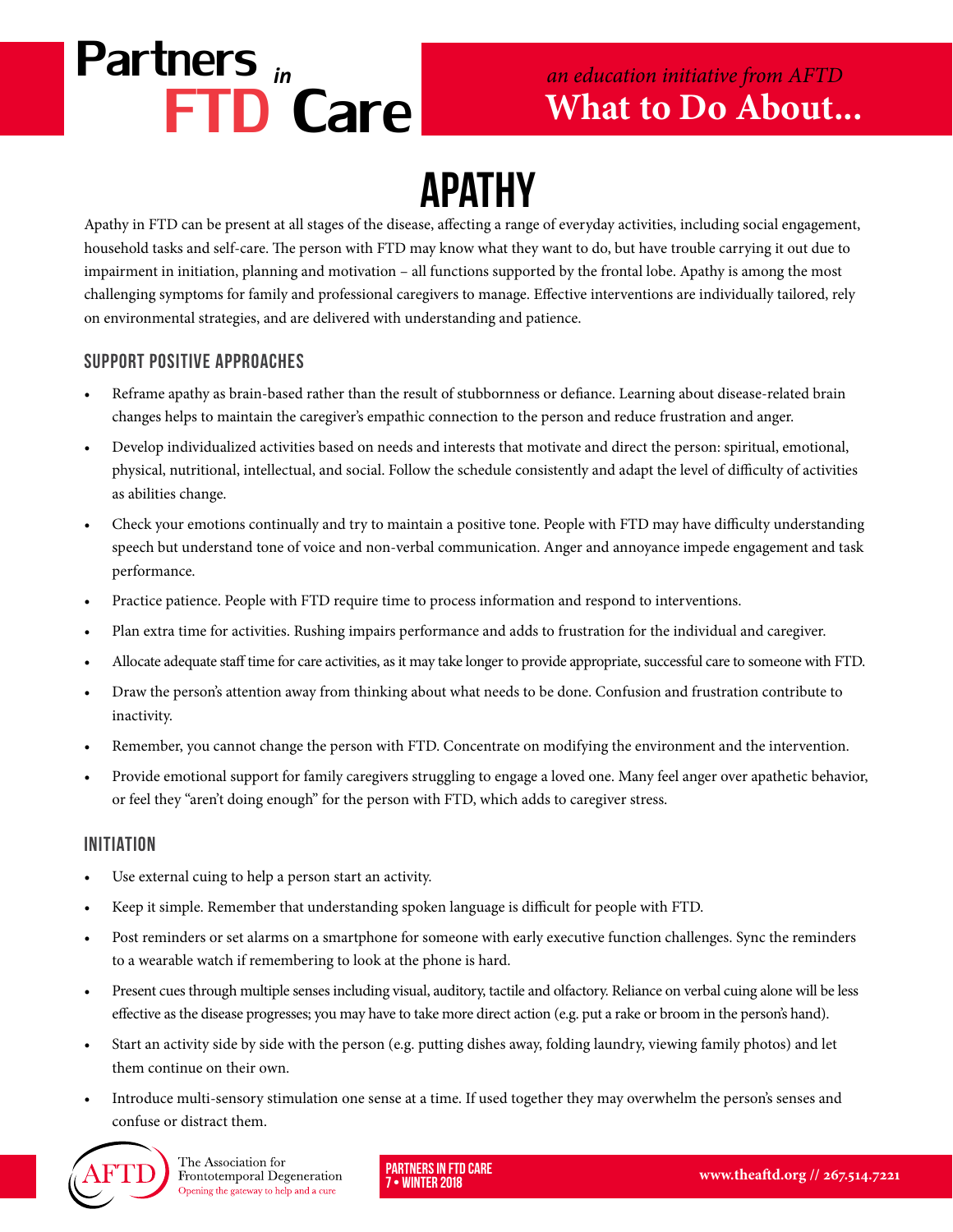# APATHY

Apathy in FTD can be present at all stages of the disease, affecting a range of everyday activities, including social engagement, household tasks and self-care. The person with FTD may know what they want to do, but have trouble carrying it out due to impairment in initiation, planning and motivation – all functions supported by the frontal lobe. Apathy is among the most challenging symptoms for family and professional caregivers to manage. Effective interventions are individually tailored, rely on environmental strategies, and are delivered with understanding and patience.

## SUPPORT POSITIVE APPROACHES

- Reframe apathy as brain-based rather than the result of stubbornness or defiance. Learning about disease-related brain changes helps to maintain the caregiver's empathic connection to the person and reduce frustration and anger.
- Develop individualized activities based on needs and interests that motivate and direct the person: spiritual, emotional, physical, nutritional, intellectual, and social. Follow the schedule consistently and adapt the level of difficulty of activities as abilities change.
- Check your emotions continually and try to maintain a positive tone. People with FTD may have difficulty understanding speech but understand tone of voice and non-verbal communication. Anger and annoyance impede engagement and task performance.
- Practice patience. People with FTD require time to process information and respond to interventions.
- Plan extra time for activities. Rushing impairs performance and adds to frustration for the individual and caregiver.
- Allocate adequate staff time for care activities, as it may take longer to provide appropriate, successful care to someone with FTD.
- Draw the person's attention away from thinking about what needs to be done. Confusion and frustration contribute to inactivity.
- Remember, you cannot change the person with FTD. Concentrate on modifying the environment and the intervention.
- Provide emotional support for family caregivers struggling to engage a loved one. Many feel anger over apathetic behavior, or feel they "aren't doing enough" for the person with FTD, which adds to caregiver stress.

## INITIATION

- Use external cuing to help a person start an activity.
- Keep it simple. Remember that understanding spoken language is difficult for people with FTD.
- Post reminders or set alarms on a smartphone for someone with early executive function challenges. Sync the reminders to a wearable watch if remembering to look at the phone is hard.
- Present cues through multiple senses including visual, auditory, tactile and olfactory. Reliance on verbal cuing alone will be less effective as the disease progresses; you may have to take more direct action (e.g. put a rake or broom in the person's hand).
- Start an activity side by side with the person (e.g. putting dishes away, folding laundry, viewing family photos) and let them continue on their own.
- Introduce multi-sensory stimulation one sense at a time. If used together they may overwhelm the person's senses and confuse or distract them.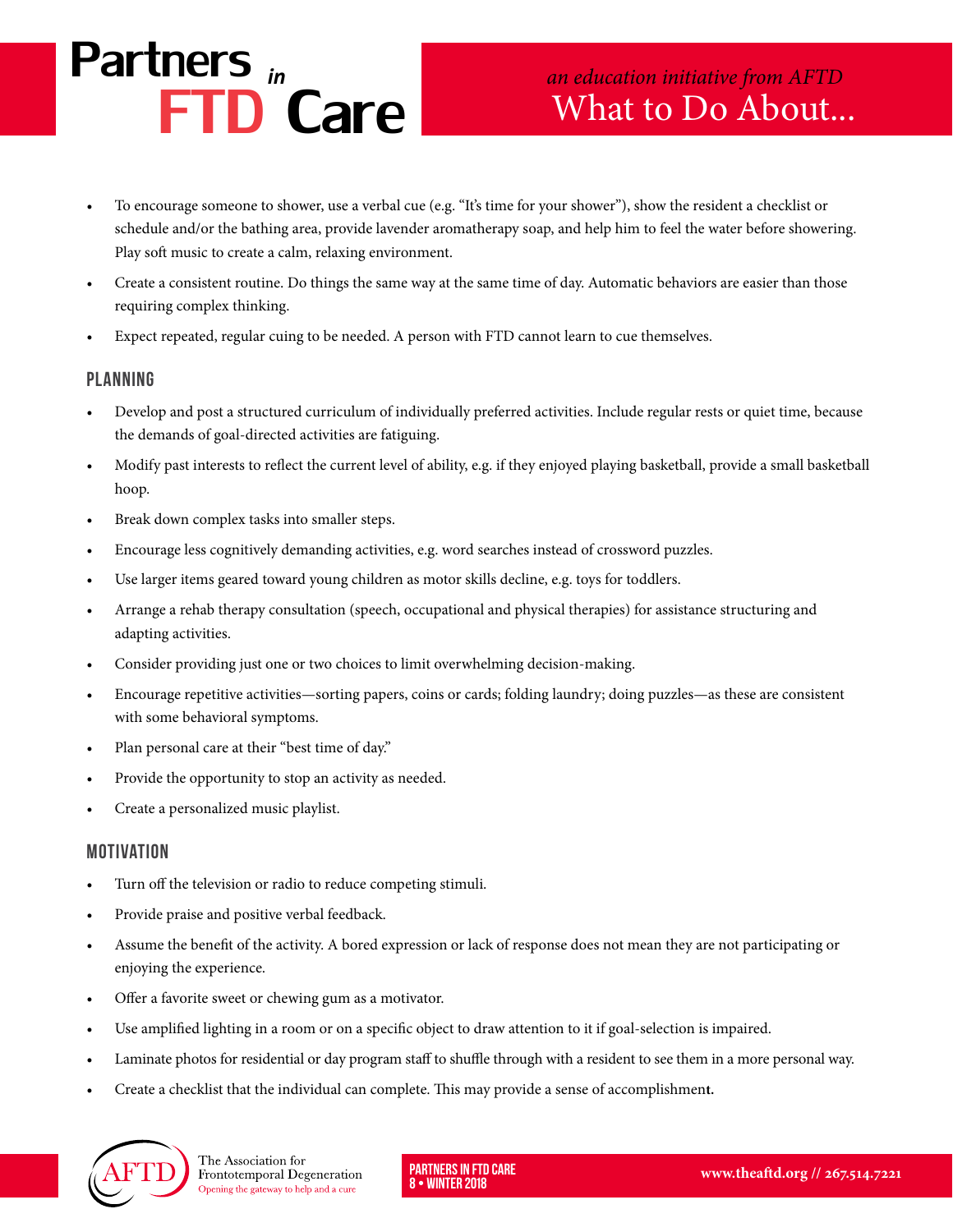- To encourage someone to shower, use a verbal cue (e.g. "It's time for your shower"), show the resident a checklist or schedule and/or the bathing area, provide lavender aromatherapy soap, and help him to feel the water before showering. Play soft music to create a calm, relaxing environment.
- Create a consistent routine. Do things the same way at the same time of day. Automatic behaviors are easier than those requiring complex thinking.
- Expect repeated, regular cuing to be needed. A person with FTD cannot learn to cue themselves.

## PLANNING

- Develop and post a structured curriculum of individually preferred activities. Include regular rests or quiet time, because the demands of goal-directed activities are fatiguing.
- Modify past interests to reflect the current level of ability, e.g. if they enjoyed playing basketball, provide a small basketball hoop.
- Break down complex tasks into smaller steps.
- Encourage less cognitively demanding activities, e.g. word searches instead of crossword puzzles.
- Use larger items geared toward young children as motor skills decline, e.g. toys for toddlers.
- Arrange a rehab therapy consultation (speech, occupational and physical therapies) for assistance structuring and adapting activities.
- Consider providing just one or two choices to limit overwhelming decision-making.
- Encourage repetitive activities—sorting papers, coins or cards; folding laundry; doing puzzles—as these are consistent with some behavioral symptoms.
- Plan personal care at their "best time of day."
- Provide the opportunity to stop an activity as needed.
- Create a personalized music playlist.

## MOTIVATION

- Turn off the television or radio to reduce competing stimuli.
- Provide praise and positive verbal feedback.
- Assume the benefit of the activity. A bored expression or lack of response does not mean they are not participating or enjoying the experience.
- Offer a favorite sweet or chewing gum as a motivator.
- Use amplified lighting in a room or on a specific object to draw attention to it if goal-selection is impaired.
- Laminate photos for residential or day program staff to shuffle through with a resident to see them in a more personal way.
- Create a checklist that the individual can complete. This may provide a sense of accomplishment.